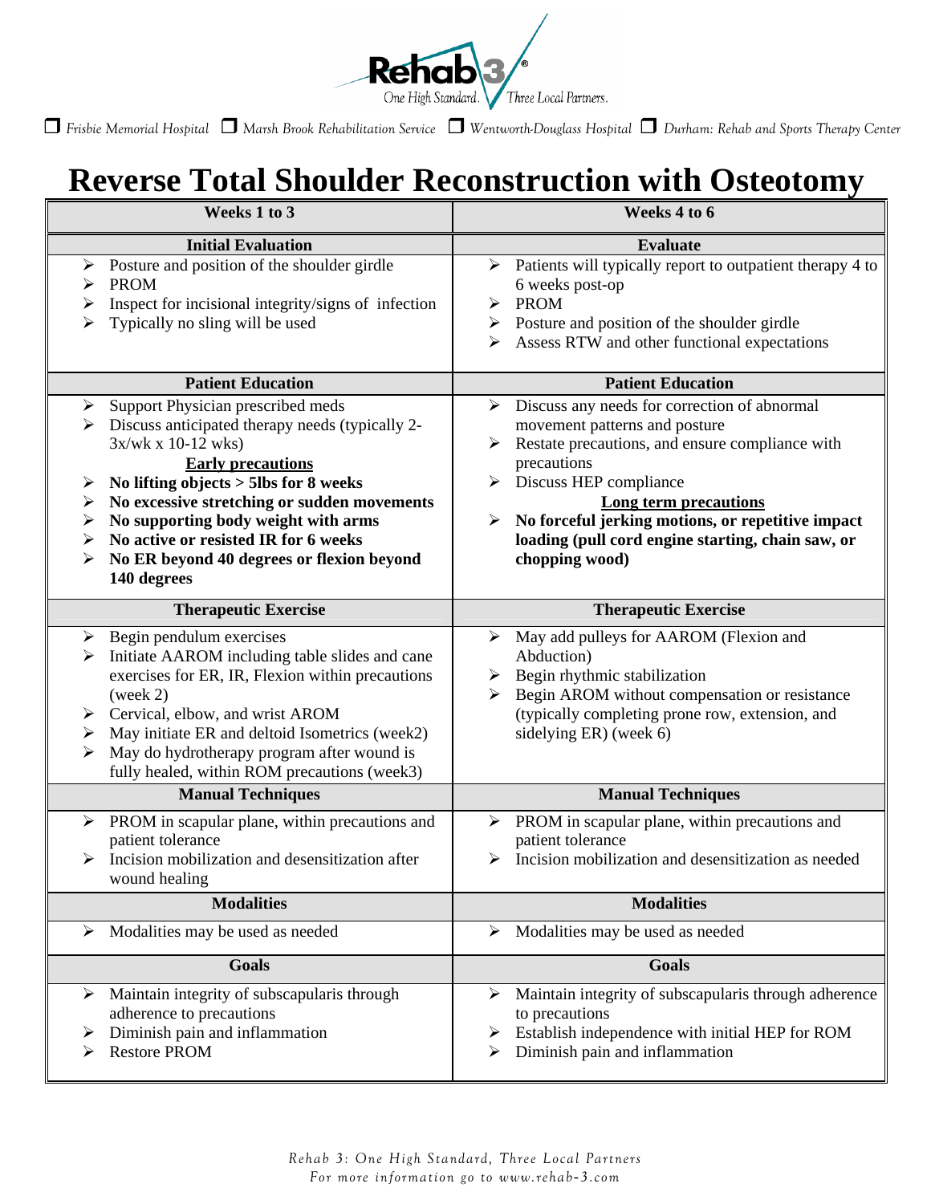Rehab 3 — One High Standard. Three Local Partners.

☐ Frisbie Memorial Hospital ☐ Marsh Brook Rehabilitation Service ☐ Wentworth-Douglass Hospital ☐ Durham: Rehab and Sports Therapy Center

# Reverse Total Shoulder Reconstruction with Osteotomy

| Weeks 1 to 3 | Weeks 4 to 6 |
|---|---|
| **Initial Evaluation** | **Evaluate** |
| ➢ Posture and position of the shoulder girdle<br>➢ PROM<br>➢ Inspect for incisional integrity/signs of infection<br>➢ Typically no sling will be used | ➢ Patients will typically report to outpatient therapy 4 to 6 weeks post-op<br>➢ PROM<br>➢ Posture and position of the shoulder girdle<br>➢ Assess RTW and other functional expectations |
| **Patient Education** | **Patient Education** |
| ➢ Support Physician prescribed meds<br>➢ Discuss anticipated therapy needs (typically 2-3x/wk x 10-12 wks)<br>**<u>Early precautions</u>**<br>➢ **No lifting objects > 5lbs for 8 weeks**<br>➢ **No excessive stretching or sudden movements**<br>➢ **No supporting body weight with arms**<br>➢ **No active or resisted IR for 6 weeks**<br>➢ **No ER beyond 40 degrees or flexion beyond 140 degrees** | ➢ Discuss any needs for correction of abnormal movement patterns and posture<br>➢ Restate precautions, and ensure compliance with precautions<br>➢ Discuss HEP compliance<br>**<u>Long term precautions</u>**<br>➢ **No forceful jerking motions, or repetitive impact loading (pull cord engine starting, chain saw, or chopping wood)** |
| **Therapeutic Exercise** | **Therapeutic Exercise** |
| ➢ Begin pendulum exercises<br>➢ Initiate AAROM including table slides and cane exercises for ER, IR, Flexion within precautions (week 2)<br>➢ Cervical, elbow, and wrist AROM<br>➢ May initiate ER and deltoid Isometrics (week2)<br>➢ May do hydrotherapy program after wound is fully healed, within ROM precautions (week3) | ➢ May add pulleys for AAROM (Flexion and Abduction)<br>➢ Begin rhythmic stabilization<br>➢ Begin AROM without compensation or resistance (typically completing prone row, extension, and sidelying ER) (week 6) |
| **Manual Techniques** | **Manual Techniques** |
| ➢ PROM in scapular plane, within precautions and patient tolerance<br>➢ Incision mobilization and desensitization after wound healing | ➢ PROM in scapular plane, within precautions and patient tolerance<br>➢ Incision mobilization and desensitization as needed |
| **Modalities** | **Modalities** |
| ➢ Modalities may be used as needed | ➢ Modalities may be used as needed |
| **Goals** | **Goals** |
| ➢ Maintain integrity of subscapularis through adherence to precautions<br>➢ Diminish pain and inflammation<br>➢ Restore PROM | ➢ Maintain integrity of subscapularis through adherence to precautions<br>➢ Establish independence with initial HEP for ROM<br>➢ Diminish pain and inflammation |

*Rehab 3: One High Standard, Three Local Partners*
*For more information go to www.rehab-3.com*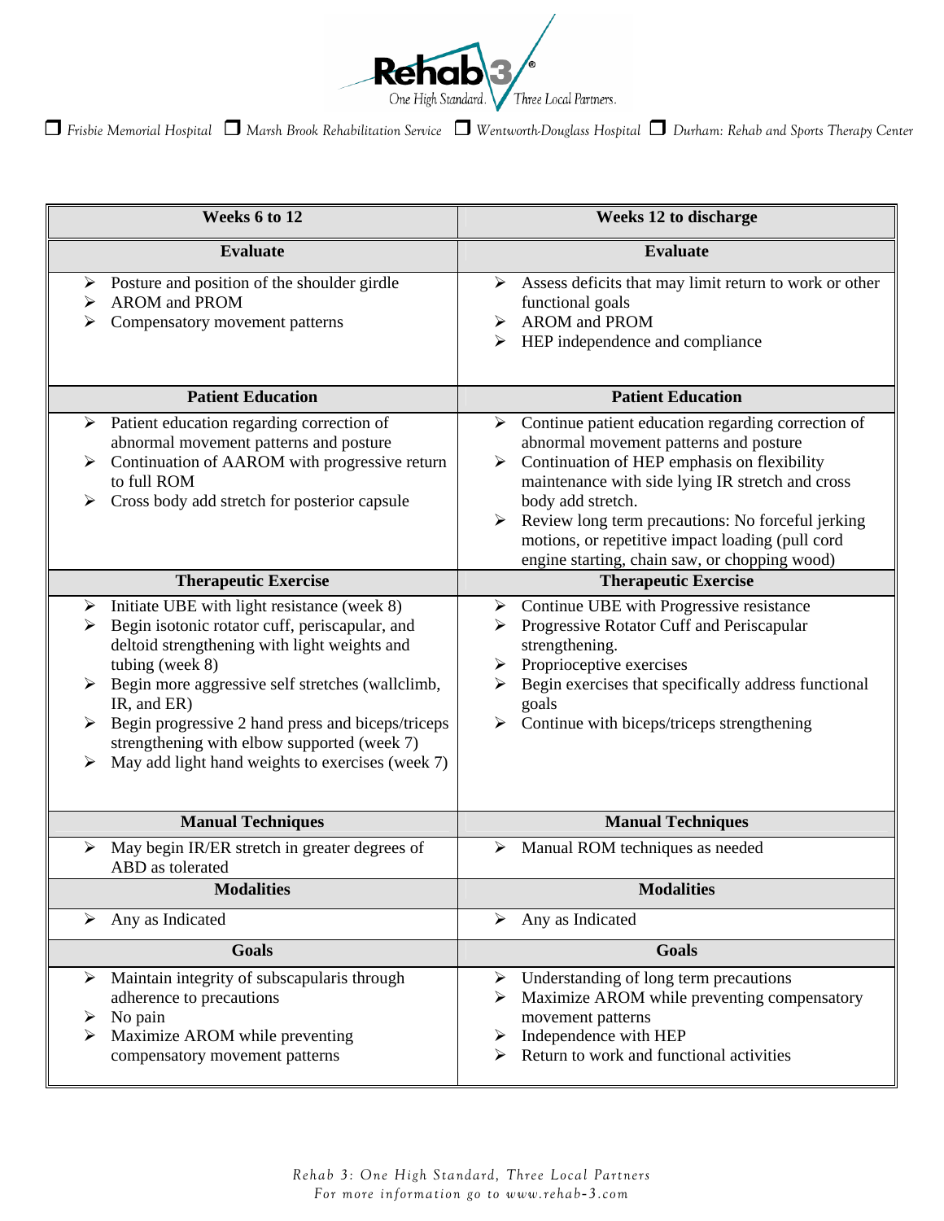Rehab 3 — One High Standard. Three Local Partners.

❒ *Frisbie Memorial Hospital* ❒ *Marsh Brook Rehabilitation Service* ❒ *Wentworth-Douglass Hospital* ❒ *Durham: Rehab and Sports Therapy Center*

| **Weeks 6 to 12** | **Weeks 12 to discharge** |
|---|---|
| **Evaluate** | **Evaluate** |
| ➢ Posture and position of the shoulder girdle<br>➢ AROM and PROM<br>➢ Compensatory movement patterns | ➢ Assess deficits that may limit return to work or other functional goals<br>➢ AROM and PROM<br>➢ HEP independence and compliance |
| **Patient Education** | **Patient Education** |
| ➢ Patient education regarding correction of abnormal movement patterns and posture<br>➢ Continuation of AAROM with progressive return to full ROM<br>➢ Cross body add stretch for posterior capsule | ➢ Continue patient education regarding correction of abnormal movement patterns and posture<br>➢ Continuation of HEP emphasis on flexibility maintenance with side lying IR stretch and cross body add stretch.<br>➢ Review long term precautions: No forceful jerking motions, or repetitive impact loading (pull cord engine starting, chain saw, or chopping wood) |
| **Therapeutic Exercise** | **Therapeutic Exercise** |
| ➢ Initiate UBE with light resistance (week 8)<br>➢ Begin isotonic rotator cuff, periscapular, and deltoid strengthening with light weights and tubing (week 8)<br>➢ Begin more aggressive self stretches (wallclimb, IR, and ER)<br>➢ Begin progressive 2 hand press and biceps/triceps strengthening with elbow supported (week 7)<br>➢ May add light hand weights to exercises (week 7) | ➢ Continue UBE with Progressive resistance<br>➢ Progressive Rotator Cuff and Periscapular strengthening.<br>➢ Proprioceptive exercises<br>➢ Begin exercises that specifically address functional goals<br>➢ Continue with biceps/triceps strengthening |
| **Manual Techniques** | **Manual Techniques** |
| ➢ May begin IR/ER stretch in greater degrees of ABD as tolerated | ➢ Manual ROM techniques as needed |
| **Modalities** | **Modalities** |
| ➢ Any as Indicated | ➢ Any as Indicated |
| **Goals** | **Goals** |
| ➢ Maintain integrity of subscapularis through adherence to precautions<br>➢ No pain<br>➢ Maximize AROM while preventing compensatory movement patterns | ➢ Understanding of long term precautions<br>➢ Maximize AROM while preventing compensatory movement patterns<br>➢ Independence with HEP<br>➢ Return to work and functional activities |

*Rehab 3: One High Standard, Three Local Partners*
*For more information go to www.rehab-3.com*